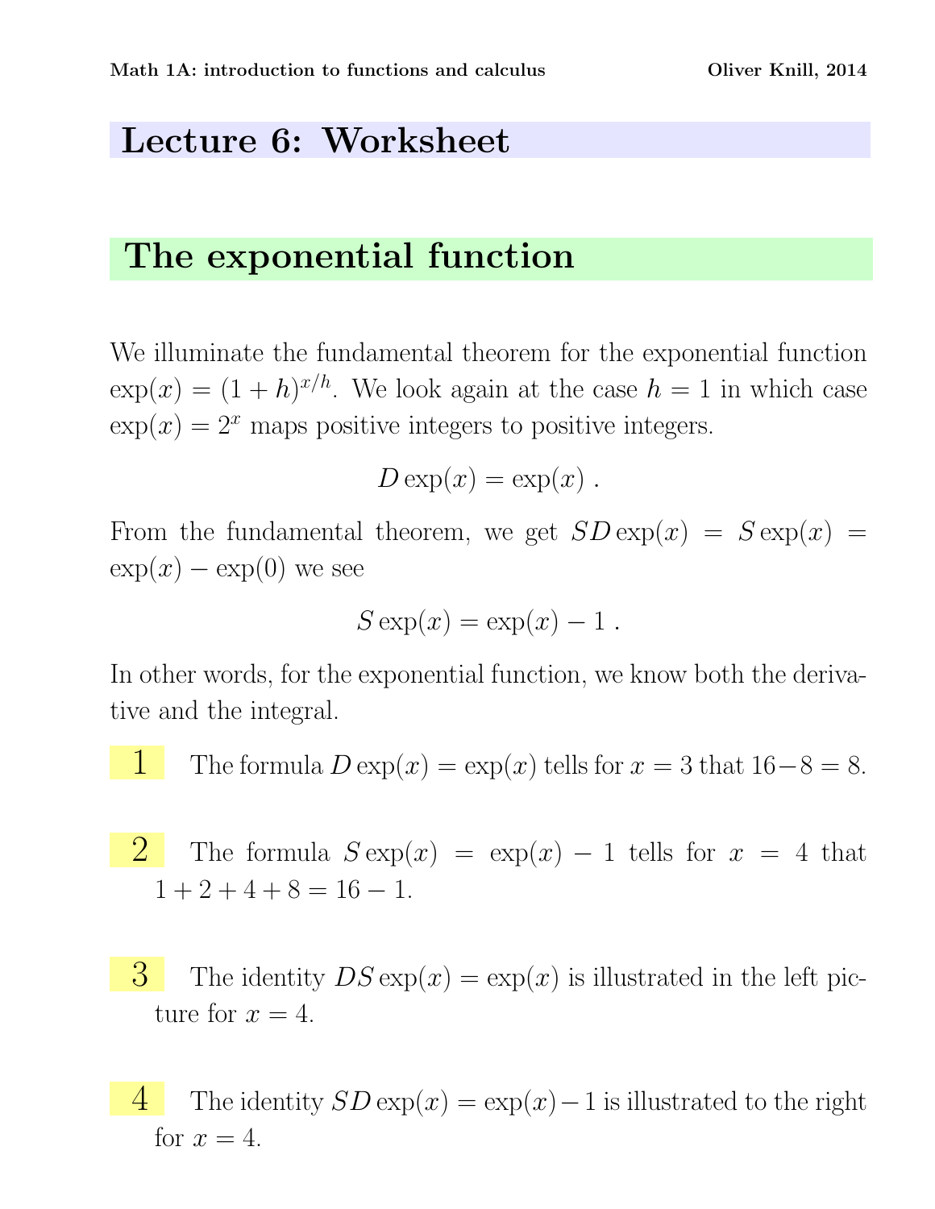# Lecture 6: Worksheet

## The exponential function

We illuminate the fundamental theorem for the exponential function $\exp(x) = (1+h)^{x/h}$. We look again at the case $h = 1$ in which case $\exp(x) = 2^x$ maps positive integers to positive integers.

$$D \exp(x) = \exp(x) \ .$$

From the fundamental theorem, we get $SD \exp(x) = S \exp(x) = \exp(x) - \exp(0)$ we see

$$S \exp(x) = \exp(x) - 1 \ .$$

In other words, for the exponential function, we know both the derivative and the integral.

**1** The formula $D \exp(x) = \exp(x)$ tells for $x = 3$ that $16 - 8 = 8$.

**2** The formula $S \exp(x) = \exp(x) - 1$ tells for $x = 4$ that $1 + 2 + 4 + 8 = 16 - 1$.

**3** The identity $DS \exp(x) = \exp(x)$ is illustrated in the left picture for $x = 4$.

**4** The identity $SD \exp(x) = \exp(x) - 1$ is illustrated to the right for $x = 4$.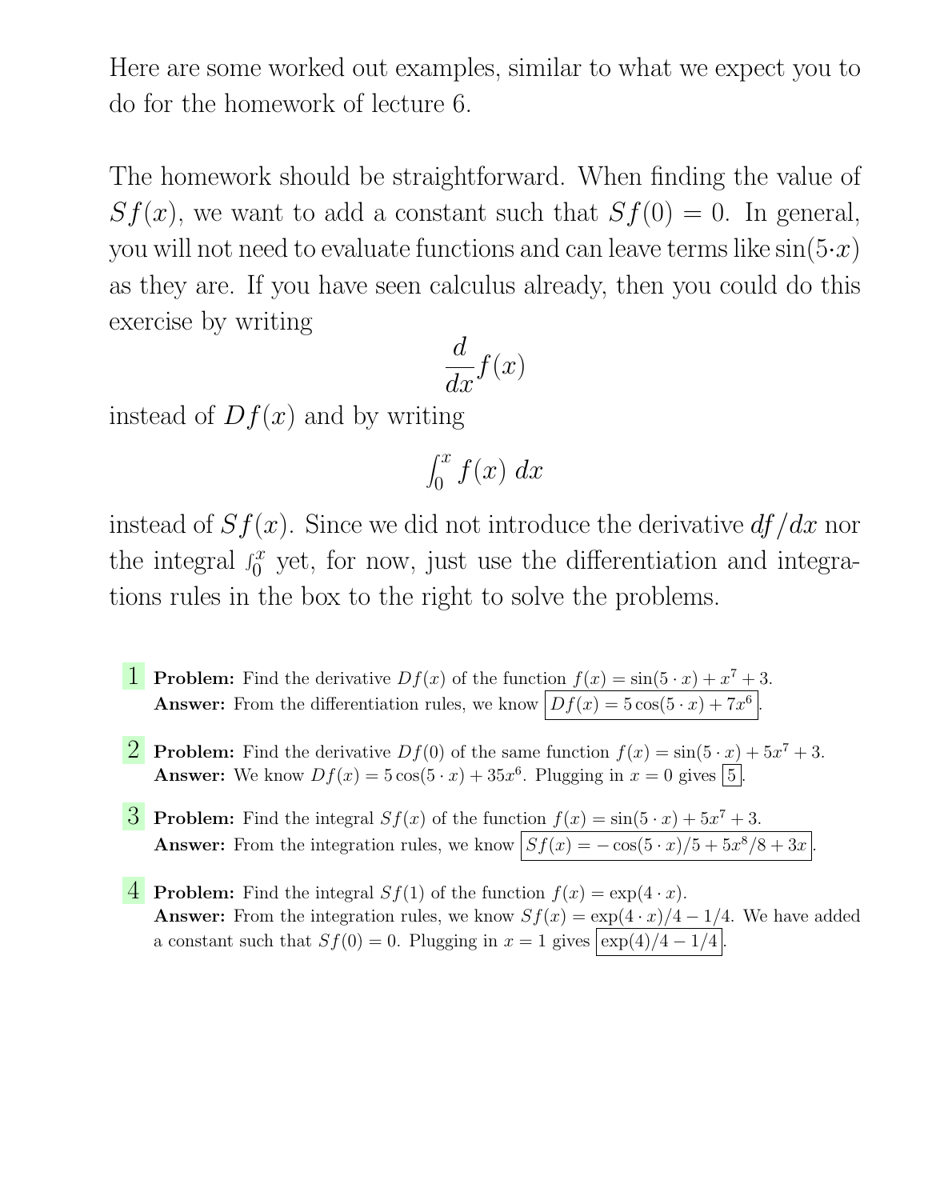Here are some worked out examples, similar to what we expect you to do for the homework of lecture 6.

The homework should be straightforward. When finding the value of $Sf(x)$, we want to add a constant such that $Sf(0) = 0$. In general, you will not need to evaluate functions and can leave terms like $\sin(5 \cdot x)$ as they are. If you have seen calculus already, then you could do this exercise by writing

$$\frac{d}{dx} f(x)$$

instead of $Df(x)$ and by writing

$$\int_0^x f(x)\, dx$$

instead of $Sf(x)$. Since we did not introduce the derivative $df/dx$ nor the integral $\int_0^x$ yet, for now, just use the differentiation and integrations rules in the box to the right to solve the problems.

1 **Problem:** Find the derivative $Df(x)$ of the function $f(x) = \sin(5 \cdot x) + x^7 + 3$.
**Answer:** From the differentiation rules, we know $\boxed{Df(x) = 5\cos(5 \cdot x) + 7x^6}$.

2 **Problem:** Find the derivative $Df(0)$ of the same function $f(x) = \sin(5 \cdot x) + 5x^7 + 3$.
**Answer:** We know $Df(x) = 5\cos(5 \cdot x) + 35x^6$. Plugging in $x = 0$ gives $\boxed{5}$.

3 **Problem:** Find the integral $Sf(x)$ of the function $f(x) = \sin(5 \cdot x) + 5x^7 + 3$.
**Answer:** From the integration rules, we know $\boxed{Sf(x) = -\cos(5 \cdot x)/5 + 5x^8/8 + 3x}$.

4 **Problem:** Find the integral $Sf(1)$ of the function $f(x) = \exp(4 \cdot x)$.
**Answer:** From the integration rules, we know $Sf(x) = \exp(4 \cdot x)/4 - 1/4$. We have added a constant such that $Sf(0) = 0$. Plugging in $x = 1$ gives $\boxed{\exp(4)/4 - 1/4}$.